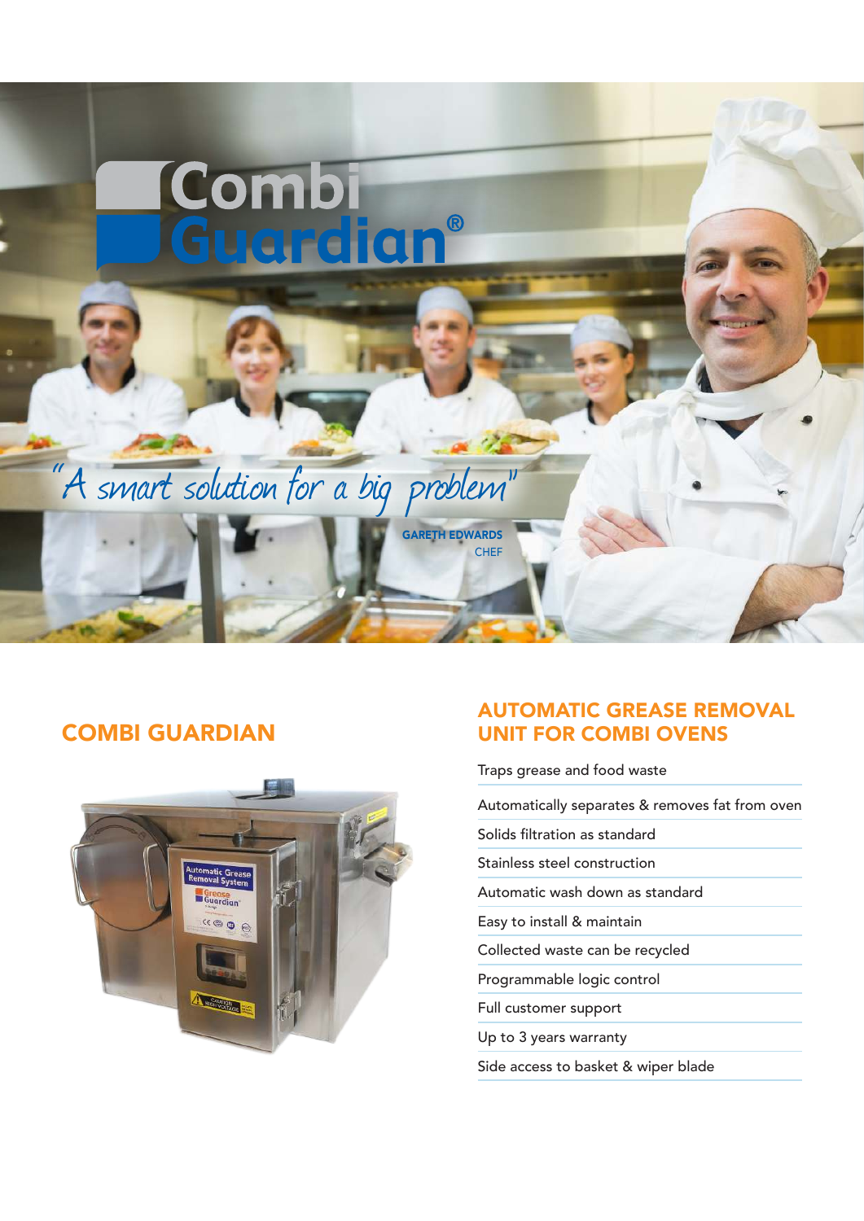# Combi Guardian®

*"A smart solution for a big problem"*

**GARETH EDWARDS**
CHEF

## COMBI GUARDIAN

## AUTOMATIC GREASE REMOVAL UNIT FOR COMBI OVENS

- Traps grease and food waste
- Automatically separates & removes fat from oven
- Solids filtration as standard
- Stainless steel construction
- Automatic wash down as standard
- Easy to install & maintain
- Collected waste can be recycled
- Programmable logic control
- Full customer support
- Up to 3 years warranty
- Side access to basket & wiper blade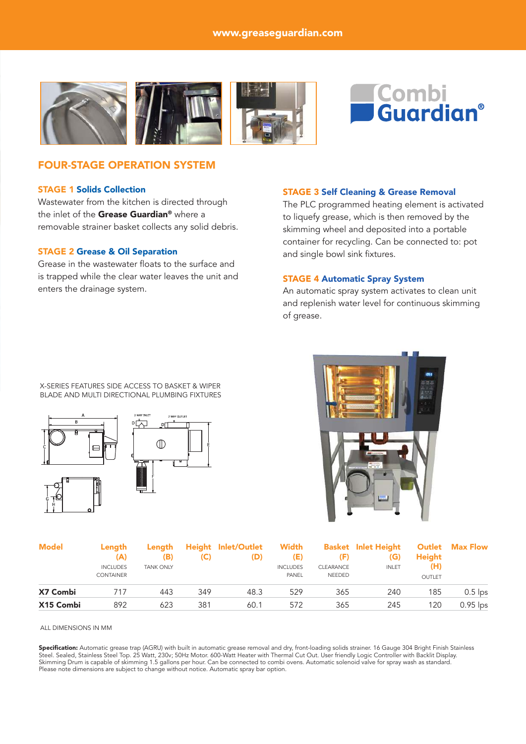www.greaseguardian.com

Combi Guardian®

## FOUR-STAGE OPERATION SYSTEM

### STAGE 1 Solids Collection

Wastewater from the kitchen is directed through the inlet of the **Grease Guardian®** where a removable strainer basket collects any solid debris.

### STAGE 2 Grease & Oil Separation

Grease in the wastewater floats to the surface and is trapped while the clear water leaves the unit and enters the drainage system.

### STAGE 3 Self Cleaning & Grease Removal

The PLC programmed heating element is activated to liquefy grease, which is then removed by the skimming wheel and deposited into a portable container for recycling. Can be connected to: pot and single bowl sink fixtures.

### STAGE 4 Automatic Spray System

An automatic spray system activates to clean unit and replenish water level for continuous skimming of grease.

X-SERIES FEATURES SIDE ACCESS TO BASKET & WIPER BLADE AND MULTI DIRECTIONAL PLUMBING FIXTURES

A
B
C
D
2 WAY INLET
2 WAY OUTLET
E
F
G
H

| Model | Length (A) INCLUDES CONTAINER | Length (B) TANK ONLY | Height (C) | Inlet/Outlet (D) | Width (E) INCLUDES PANEL | Basket (F) CLEARANCE NEEDED | Inlet Height (G) INLET | Outlet Height (H) OUTLET | Max Flow |
|---|---|---|---|---|---|---|---|---|---|
| **X7 Combi** | 717 | 443 | 349 | 48.3 | 529 | 365 | 240 | 185 | 0.5 lps |
| **X15 Combi** | 892 | 623 | 381 | 60.1 | 572 | 365 | 245 | 120 | 0.95 lps |

ALL DIMENSIONS IN MM

**Specification:** Automatic grease trap (AGRU) with built in automatic grease removal and dry, front-loading solids strainer. 16 Gauge 304 Bright Finish Stainless Steel. Sealed, Stainless Steel Top. 25 Watt, 230v; 50Hz Motor. 600-Watt Heater with Thermal Cut Out. User friendly Logic Controller with Backlit Display. Skimming Drum is capable of skimming 1.5 gallons per hour. Can be connected to combi ovens. Automatic solenoid valve for spray wash as standard. Please note dimensions are subject to change without notice. Automatic spray bar option.